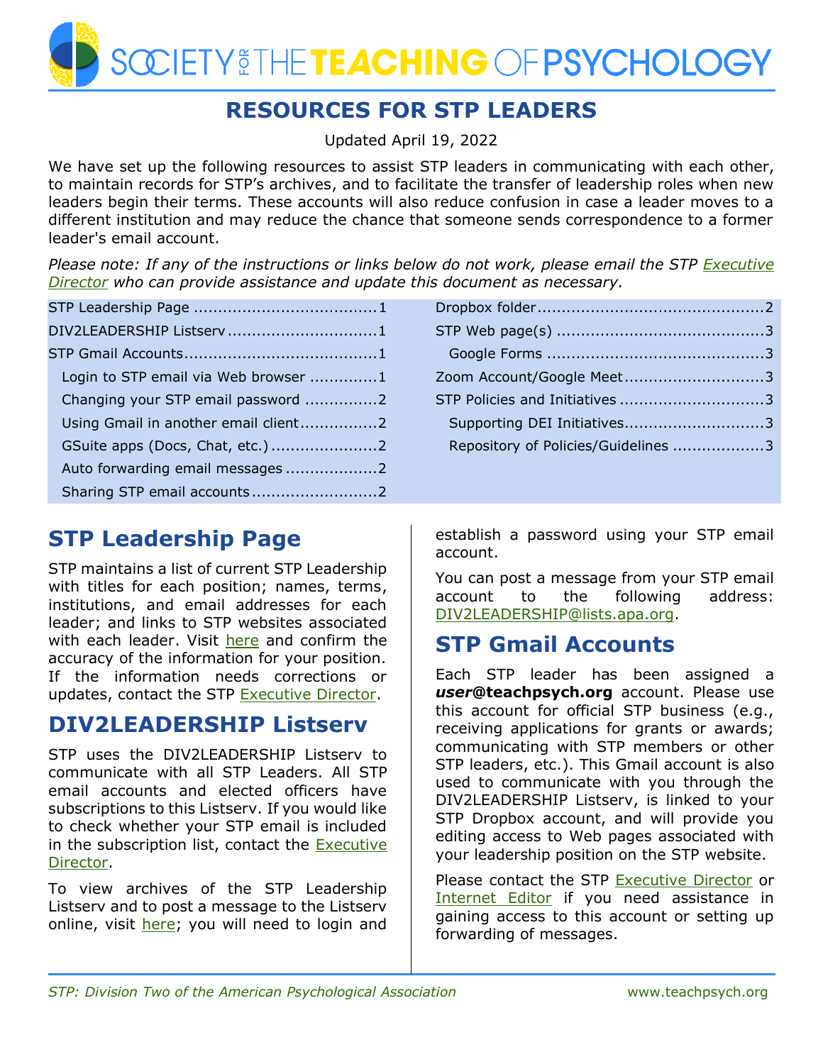# SOCIETY FOR THE TEACHING OF PSYCHOLOGY

## RESOURCES FOR STP LEADERS

Updated April 19, 2022

We have set up the following resources to assist STP leaders in communicating with each other, to maintain records for STP's archives, and to facilitate the transfer of leadership roles when new leaders begin their terms. These accounts will also reduce confusion in case a leader moves to a different institution and may reduce the chance that someone sends correspondence to a former leader's email account.

*Please note: If any of the instructions or links below do not work, please email the STP [Executive Director](#) who can provide assistance and update this document as necessary.*

- STP Leadership Page ..... 1
- DIV2LEADERSHIP Listserv ..... 1
- STP Gmail Accounts ..... 1
  - Login to STP email via Web browser ..... 1
  - Changing your STP email password ..... 2
  - Using Gmail in another email client ..... 2
  - GSuite apps (Docs, Chat, etc.) ..... 2
  - Auto forwarding email messages ..... 2
  - Sharing STP email accounts ..... 2
- Dropbox folder ..... 2
- STP Web page(s) ..... 3
  - Google Forms ..... 3
- Zoom Account/Google Meet ..... 3
- STP Policies and Initiatives ..... 3
  - Supporting DEI Initiatives ..... 3
  - Repository of Policies/Guidelines ..... 3

## STP Leadership Page

STP maintains a list of current STP Leadership with titles for each position; names, terms, institutions, and email addresses for each leader; and links to STP websites associated with each leader. Visit [here](#) and confirm the accuracy of the information for your position. If the information needs corrections or updates, contact the STP [Executive Director](#).

## DIV2LEADERSHIP Listserv

STP uses the DIV2LEADERSHIP Listserv to communicate with all STP Leaders. All STP email accounts and elected officers have subscriptions to this Listserv. If you would like to check whether your STP email is included in the subscription list, contact the [Executive Director](#).

To view archives of the STP Leadership Listserv and to post a message to the Listserv online, visit [here](#); you will need to login and establish a password using your STP email account.

You can post a message from your STP email account to the following address: DIV2LEADERSHIP@lists.apa.org.

## STP Gmail Accounts

Each STP leader has been assigned a ***user*@teachpsych.org** account. Please use this account for official STP business (e.g., receiving applications for grants or awards; communicating with STP members or other STP leaders, etc.). This Gmail account is also used to communicate with you through the DIV2LEADERSHIP Listserv, is linked to your STP Dropbox account, and will provide you editing access to Web pages associated with your leadership position on the STP website.

Please contact the STP [Executive Director](#) or [Internet Editor](#) if you need assistance in gaining access to this account or setting up forwarding of messages.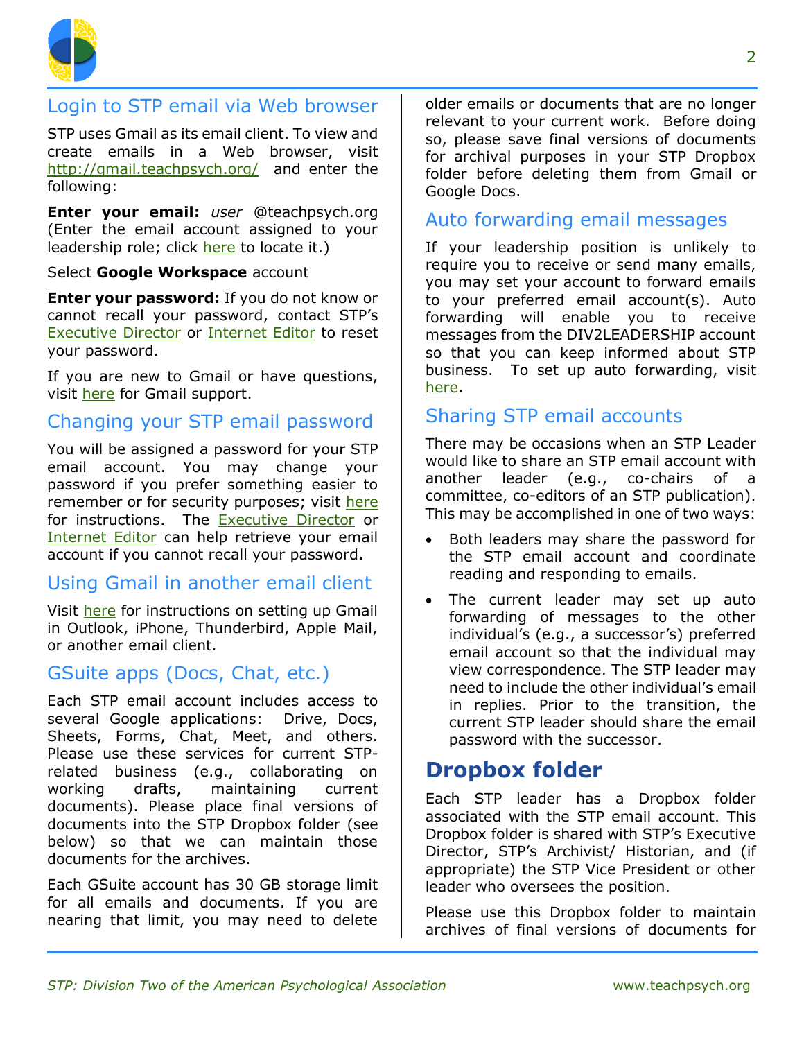## Login to STP email via Web browser

STP uses Gmail as its email client. To view and create emails in a Web browser, visit http://gmail.teachpsych.org/ and enter the following:

**Enter your email:** *user* @teachpsych.org (Enter the email account assigned to your leadership role; click here to locate it.)

Select **Google Workspace** account

**Enter your password:** If you do not know or cannot recall your password, contact STP's Executive Director or Internet Editor to reset your password.

If you are new to Gmail or have questions, visit here for Gmail support.

## Changing your STP email password

You will be assigned a password for your STP email account. You may change your password if you prefer something easier to remember or for security purposes; visit here for instructions. The Executive Director or Internet Editor can help retrieve your email account if you cannot recall your password.

## Using Gmail in another email client

Visit here for instructions on setting up Gmail in Outlook, iPhone, Thunderbird, Apple Mail, or another email client.

## GSuite apps (Docs, Chat, etc.)

Each STP email account includes access to several Google applications: Drive, Docs, Sheets, Forms, Chat, Meet, and others. Please use these services for current STP-related business (e.g., collaborating on working drafts, maintaining current documents). Please place final versions of documents into the STP Dropbox folder (see below) so that we can maintain those documents for the archives.

Each GSuite account has 30 GB storage limit for all emails and documents. If you are nearing that limit, you may need to delete older emails or documents that are no longer relevant to your current work. Before doing so, please save final versions of documents for archival purposes in your STP Dropbox folder before deleting them from Gmail or Google Docs.

## Auto forwarding email messages

If your leadership position is unlikely to require you to receive or send many emails, you may set your account to forward emails to your preferred email account(s). Auto forwarding will enable you to receive messages from the DIV2LEADERSHIP account so that you can keep informed about STP business. To set up auto forwarding, visit here.

## Sharing STP email accounts

There may be occasions when an STP Leader would like to share an STP email account with another leader (e.g., co-chairs of a committee, co-editors of an STP publication). This may be accomplished in one of two ways:

- Both leaders may share the password for the STP email account and coordinate reading and responding to emails.
- The current leader may set up auto forwarding of messages to the other individual's (e.g., a successor's) preferred email account so that the individual may view correspondence. The STP leader may need to include the other individual's email in replies. Prior to the transition, the current STP leader should share the email password with the successor.

# Dropbox folder

Each STP leader has a Dropbox folder associated with the STP email account. This Dropbox folder is shared with STP's Executive Director, STP's Archivist/ Historian, and (if appropriate) the STP Vice President or other leader who oversees the position.

Please use this Dropbox folder to maintain archives of final versions of documents for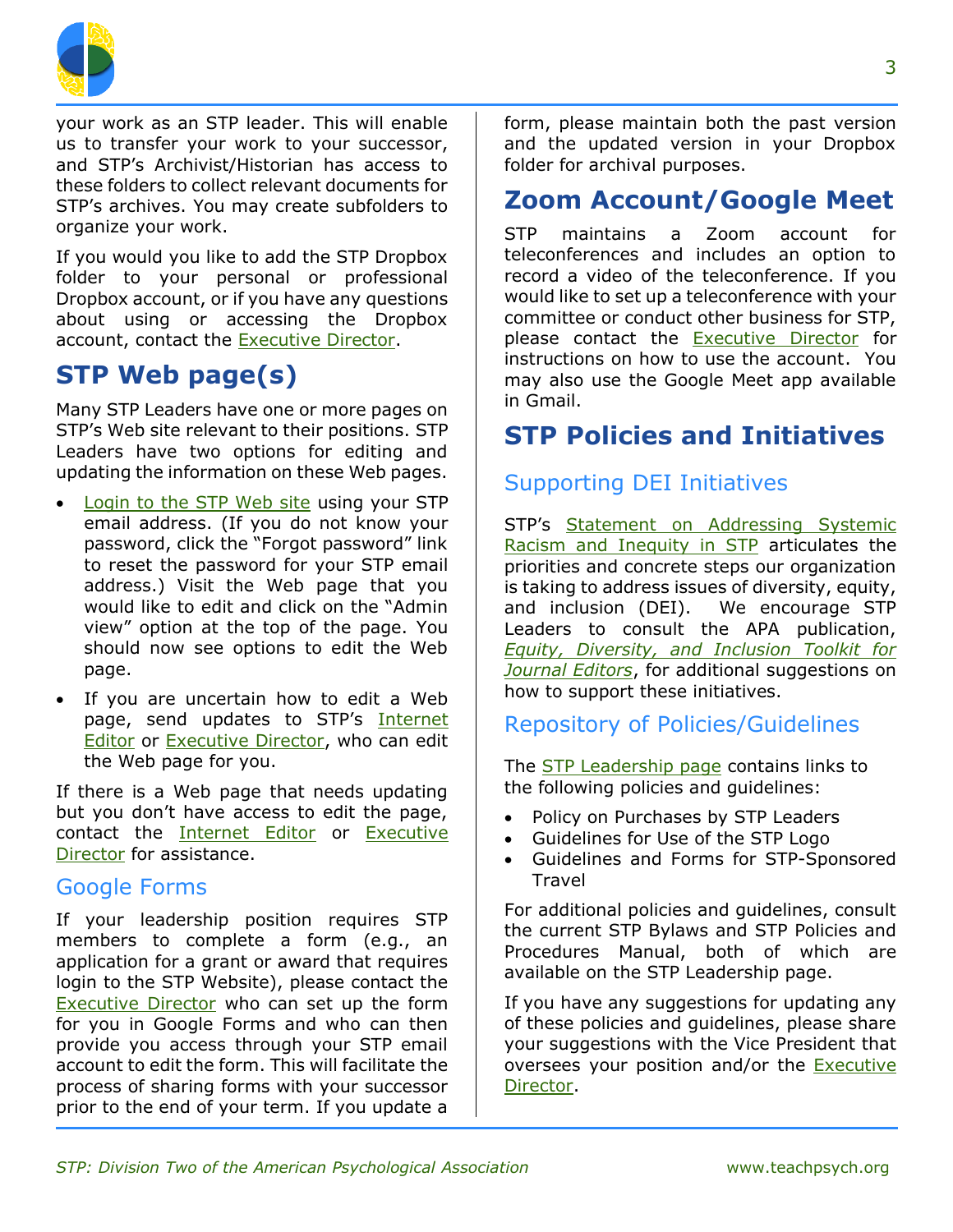your work as an STP leader. This will enable us to transfer your work to your successor, and STP's Archivist/Historian has access to these folders to collect relevant documents for STP's archives. You may create subfolders to organize your work.

If you would you like to add the STP Dropbox folder to your personal or professional Dropbox account, or if you have any questions about using or accessing the Dropbox account, contact the Executive Director.

## STP Web page(s)

Many STP Leaders have one or more pages on STP's Web site relevant to their positions. STP Leaders have two options for editing and updating the information on these Web pages.

- Login to the STP Web site using your STP email address. (If you do not know your password, click the "Forgot password" link to reset the password for your STP email address.) Visit the Web page that you would like to edit and click on the "Admin view" option at the top of the page. You should now see options to edit the Web page.
- If you are uncertain how to edit a Web page, send updates to STP's Internet Editor or Executive Director, who can edit the Web page for you.

If there is a Web page that needs updating but you don't have access to edit the page, contact the Internet Editor or Executive Director for assistance.

### Google Forms

If your leadership position requires STP members to complete a form (e.g., an application for a grant or award that requires login to the STP Website), please contact the Executive Director who can set up the form for you in Google Forms and who can then provide you access through your STP email account to edit the form. This will facilitate the process of sharing forms with your successor prior to the end of your term. If you update a form, please maintain both the past version and the updated version in your Dropbox folder for archival purposes.

## Zoom Account/Google Meet

STP maintains a Zoom account for teleconferences and includes an option to record a video of the teleconference. If you would like to set up a teleconference with your committee or conduct other business for STP, please contact the Executive Director for instructions on how to use the account. You may also use the Google Meet app available in Gmail.

## STP Policies and Initiatives

### Supporting DEI Initiatives

STP's Statement on Addressing Systemic Racism and Inequity in STP articulates the priorities and concrete steps our organization is taking to address issues of diversity, equity, and inclusion (DEI). We encourage STP Leaders to consult the APA publication, *Equity, Diversity, and Inclusion Toolkit for Journal Editors*, for additional suggestions on how to support these initiatives.

### Repository of Policies/Guidelines

The STP Leadership page contains links to the following policies and guidelines:

- Policy on Purchases by STP Leaders
- Guidelines for Use of the STP Logo
- Guidelines and Forms for STP-Sponsored Travel

For additional policies and guidelines, consult the current STP Bylaws and STP Policies and Procedures Manual, both of which are available on the STP Leadership page.

If you have any suggestions for updating any of these policies and guidelines, please share your suggestions with the Vice President that oversees your position and/or the Executive Director.